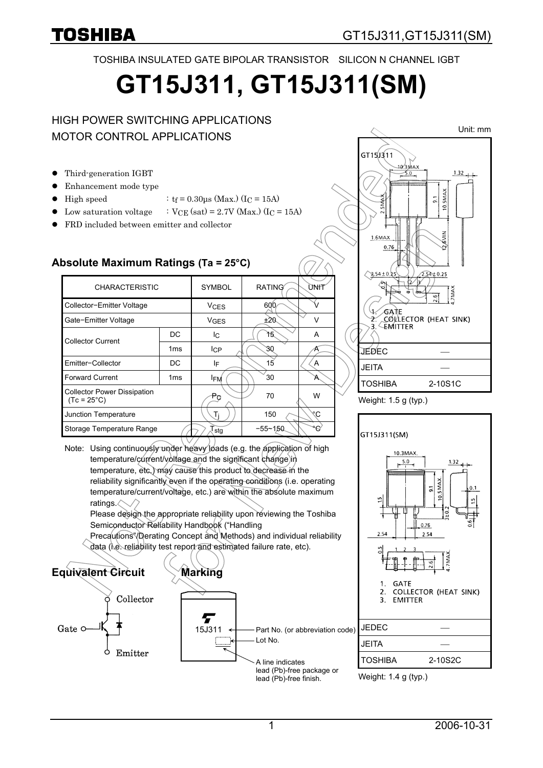TOSHIBA INSULATED GATE BIPOLAR TRANSISTOR SILICON N CHANNEL IGBT

# GT15J311, GT15J311(SM)

HIGH POWER SWITCHING APPLICATIONS
MOTOR CONTROL APPLICATIONS

- Third-generation IGBT
- Enhancement mode type
- High speed : $t_f$ = 0.30μs (Max.) ($I_C$ = 15A)
- Low saturation voltage : $V_{CE}$ (sat) = 2.7V (Max.) ($I_C$ = 15A)
- FRD included between emitter and collector

## Absolute Maximum Ratings (Ta = 25°C)

| CHARACTERISTIC | | SYMBOL | RATING | UNIT |
|---|---|---|---|---|
| Collector−Emitter Voltage | | $V_{CES}$ | 600 | V |
| Gate−Emitter Voltage | | $V_{GES}$ | ±20 | V |
| Collector Current | DC | $I_C$ | 15 | A |
| | 1ms | $I_{CP}$ | 30 | A |
| Emitter−Collector | DC | $I_F$ | 15 | A |
| Forward Current | 1ms | $I_{FM}$ | 30 | A |
| Collector Power Dissipation (Tc = 25°C) | | $P_C$ | 70 | W |
| Junction Temperature | | $T_j$ | 150 | °C |
| Storage Temperature Range | | $T_{stg}$ | −55~150 | °C |

Note: Using continuously under heavy loads (e.g. the application of high temperature/current/voltage and the significant change in temperature, etc.) may cause this product to decrease in the reliability significantly even if the operating conditions (i.e. operating temperature/current/voltage, etc.) are within the absolute maximum ratings.
Please design the appropriate reliability upon reviewing the Toshiba Semiconductor Reliability Handbook ("Handling Precautions"/Derating Concept and Methods) and individual reliability data (i.e. reliability test report and estimated failure rate, etc).

## Equivalent Circuit

Collector
Gate
Emitter

## Marking

15J311 — Part No. (or abbreviation code)
Lot No.
A line indicates lead (Pb)-free package or lead (Pb)-free finish.

Unit: mm

GT15J311

1. GATE
2. COLLECTOR (HEAT SINK)
3. EMITTER

| JEDEC | ― |
|---|---|
| JEITA | ― |
| TOSHIBA | 2-10S1C |

Weight: 1.5 g (typ.)

GT15J311(SM)

1. GATE
2. COLLECTOR (HEAT SINK)
3. EMITTER

| JEDEC | ― |
|---|---|
| JEITA | ― |
| TOSHIBA | 2-10S2C |

Weight: 1.4 g (typ.)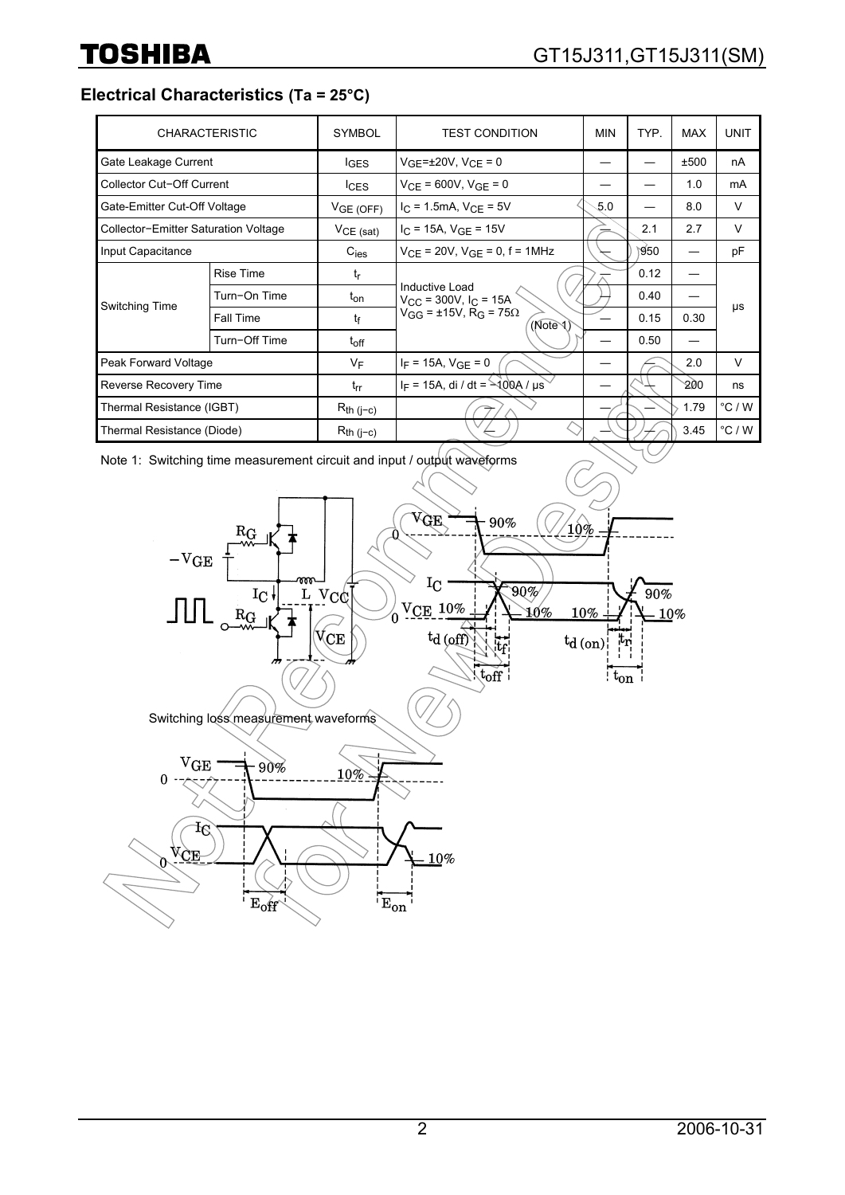## Electrical Characteristics (Ta = 25°C)

| CHARACTERISTIC | | SYMBOL | TEST CONDITION | MIN | TYP. | MAX | UNIT |
|---|---|---|---|---|---|---|---|
| Gate Leakage Current | | $I_{GES}$ | $V_{GE}$=±20V, $V_{CE}$ = 0 | — | — | ±500 | nA |
| Collector Cut−Off Current | | $I_{CES}$ | $V_{CE}$ = 600V, $V_{GE}$ = 0 | — | — | 1.0 | mA |
| Gate-Emitter Cut-Off Voltage | | $V_{GE\ (OFF)}$ | $I_C$ = 1.5mA, $V_{CE}$ = 5V | 5.0 | — | 8.0 | V |
| Collector−Emitter Saturation Voltage | | $V_{CE\ (sat)}$ | $I_C$ = 15A, $V_{GE}$ = 15V | — | 2.1 | 2.7 | V |
| Input Capacitance | | $C_{ies}$ | $V_{CE}$ = 20V, $V_{GE}$ = 0, f = 1MHz | — | 950 | — | pF |
| Switching Time | Rise Time | $t_r$ | Inductive Load $V_{CC}$ = 300V, $I_C$ = 15A $V_{GG}$ = ±15V, $R_G$ = 75Ω (Note 1) | — | 0.12 | — | μs |
| | Turn−On Time | $t_{on}$ | | — | 0.40 | — | |
| | Fall Time | $t_f$ | | — | 0.15 | 0.30 | |
| | Turn−Off Time | $t_{off}$ | | — | 0.50 | — | |
| Peak Forward Voltage | | $V_F$ | $I_F$ = 15A, $V_{GE}$ = 0 | — | — | 2.0 | V |
| Reverse Recovery Time | | $t_{rr}$ | $I_F$ = 15A, di / dt = −100A / μs | — | — | 200 | ns |
| Thermal Resistance (IGBT) | | $R_{th\ (j−c)}$ | — | — | — | 1.79 | °C / W |
| Thermal Resistance (Diode) | | $R_{th\ (j−c)}$ | — | — | — | 3.45 | °C / W |

Note 1: Switching time measurement circuit and input / output waveforms

Switching loss measurement waveforms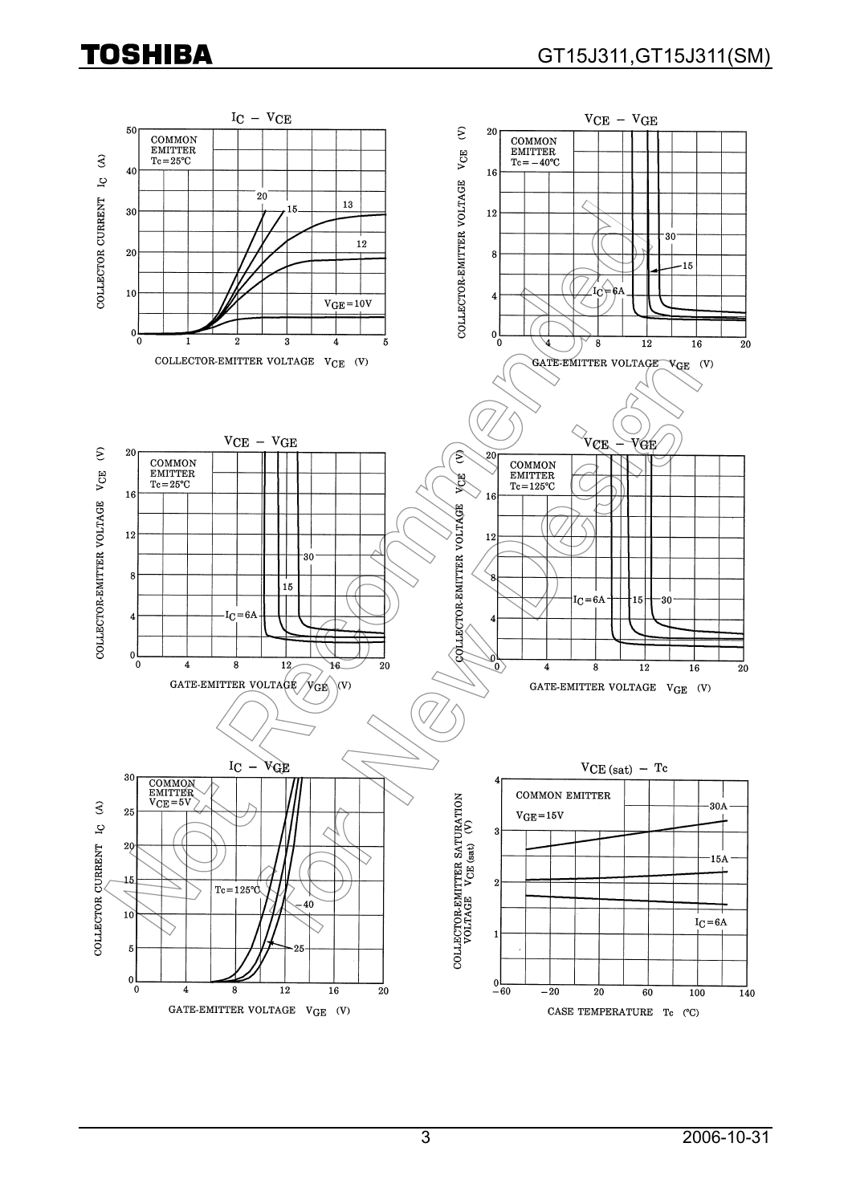$I_C$ – $V_{CE}$

COMMON EMITTER
Tc = 25°C

COLLECTOR CURRENT $I_C$ (A)

COLLECTOR-EMITTER VOLTAGE $V_{CE}$ (V)

$V_{GE}$ = 10V, 12, 13, 15, 20

$V_{CE}$ – $V_{GE}$

COMMON EMITTER
Tc = −40°C

COLLECTOR-EMITTER VOLTAGE $V_{CE}$ (V)

GATE-EMITTER VOLTAGE $V_{GE}$ (V)

$I_C$ = 6A, 15, 30

$V_{CE}$ – $V_{GE}$

COMMON EMITTER
Tc = 25°C

COLLECTOR-EMITTER VOLTAGE $V_{CE}$ (V)

GATE-EMITTER VOLTAGE $V_{GE}$ (V)

$I_C$ = 6A, 15, 30

$V_{CE}$ – $V_{GE}$

COMMON EMITTER
Tc = 125°C

COLLECTOR-EMITTER VOLTAGE $V_{CE}$ (V)

GATE-EMITTER VOLTAGE $V_{GE}$ (V)

$I_C$ = 6A, 15, 30

$I_C$ – $V_{GE}$

COMMON EMITTER
$V_{CE}$ = 5V

COLLECTOR CURRENT $I_C$ (A)

GATE-EMITTER VOLTAGE $V_{GE}$ (V)

Tc = 125°C, 25, −40

$V_{CE\,(sat)}$ – Tc

COMMON EMITTER
$V_{GE}$ = 15V

COLLECTOR-EMITTER SATURATION VOLTAGE $V_{CE\,(sat)}$ (V)

CASE TEMPERATURE Tc (°C)

$I_C$ = 6A, 15A, 30A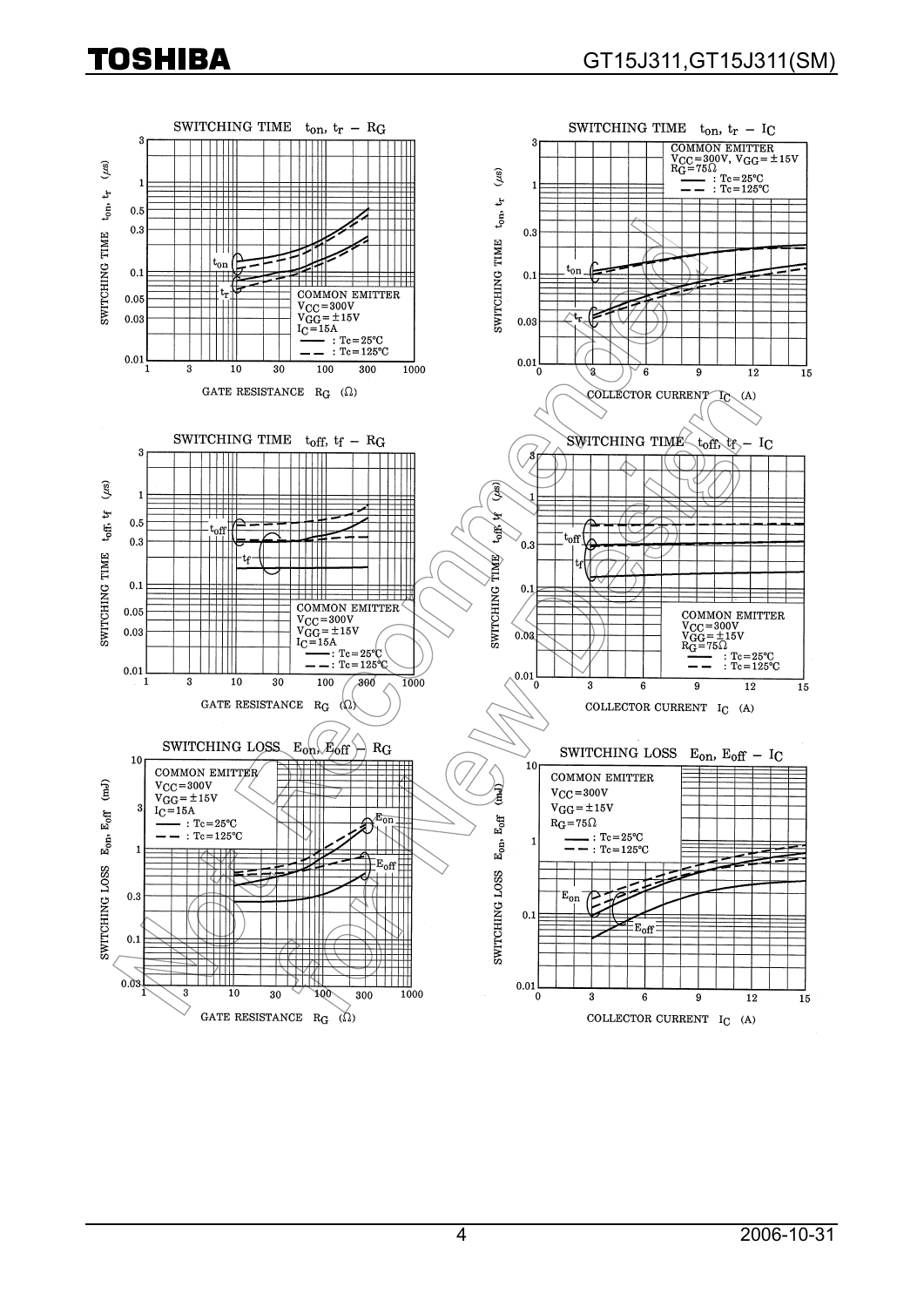### SWITCHING TIME $t_{on}$, $t_r$ – $R_G$

COMMON EMITTER
$V_{CC}$ = 300V
$V_{GG}$ = ±15V
$I_C$ = 15A
—— : Tc = 25°C
– – : Tc = 125°C

SWITCHING TIME $t_{on}$, $t_r$ (μs)

GATE RESISTANCE $R_G$ (Ω)

### SWITCHING TIME $t_{on}$, $t_r$ – $I_C$

COMMON EMITTER
$V_{CC}$ = 300V, $V_{GG}$ = ±15V
$R_G$ = 75Ω
—— : Tc = 25°C
– – : Tc = 125°C

SWITCHING TIME $t_{on}$, $t_r$ (μs)

COLLECTOR CURRENT $I_C$ (A)

### SWITCHING TIME $t_{off}$, $t_f$ – $R_G$

COMMON EMITTER
$V_{CC}$ = 300V
$V_{GG}$ = ±15V
$I_C$ = 15A
—— : Tc = 25°C
– – : Tc = 125°C

SWITCHING TIME $t_{off}$, $t_f$ (μs)

GATE RESISTANCE $R_G$ (Ω)

### SWITCHING TIME $t_{off}$, $t_f$ – $I_C$

COMMON EMITTER
$V_{CC}$ = 300V
$V_{GG}$ = ±15V
$R_G$ = 75Ω
—— : Tc = 25°C
– – : Tc = 125°C

SWITCHING TIME $t_{off}$, $t_f$ (μs)

COLLECTOR CURRENT $I_C$ (A)

### SWITCHING LOSS $E_{on}$, $E_{off}$ – $R_G$

COMMON EMITTER
$V_{CC}$ = 300V
$V_{GG}$ = ±15V
$I_C$ = 15A
—— : Tc = 25°C
– – : Tc = 125°C

SWITCHING LOSS $E_{on}$, $E_{off}$ (mJ)

GATE RESISTANCE $R_G$ (Ω)

### SWITCHING LOSS $E_{on}$, $E_{off}$ – $I_C$

COMMON EMITTER
$V_{CC}$ = 300V
$V_{GG}$ = ±15V
$R_G$ = 75Ω
—— : Tc = 25°C
– – : Tc = 125°C

SWITCHING LOSS $E_{on}$, $E_{off}$ (mJ)

COLLECTOR CURRENT $I_C$ (A)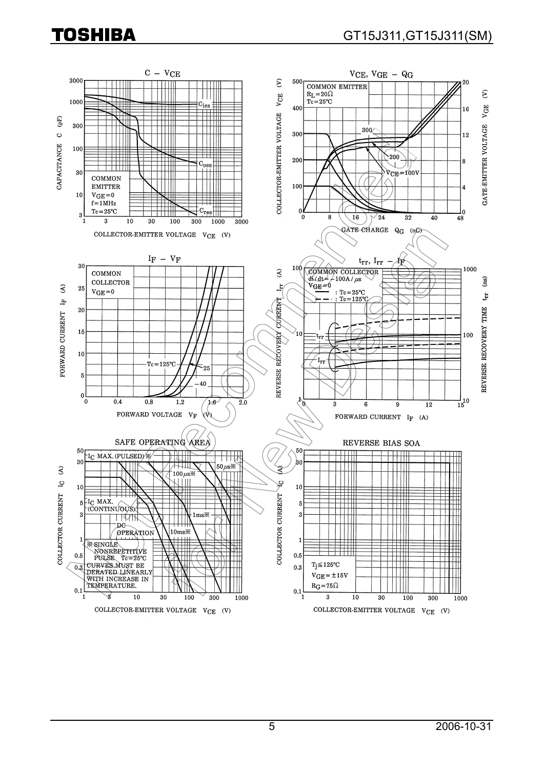## C – $V_{CE}$

COMMON EMITTER
$V_{GE} = 0$
f = 1MHz
Tc = 25°C

CAPACITANCE C (pF)

COLLECTOR-EMITTER VOLTAGE $V_{CE}$ (V)

$C_{ies}$, $C_{oes}$, $C_{res}$

## $V_{CE}$, $V_{GE}$ – $Q_G$

COMMON EMITTER
$R_L = 20\Omega$
Tc = 25°C

COLLECTOR-EMITTER VOLTAGE $V_{CE}$ (V)

GATE-EMITTER VOLTAGE $V_{GE}$ (V)

GATE CHARGE $Q_G$ (nC)

$V_{CE} = 100V$, 200, 300

## $I_F$ – $V_F$

COMMON COLLECTOR
$V_{GE} = 0$

FORWARD CURRENT $I_F$ (A)

FORWARD VOLTAGE $V_F$ (V)

Tc = 125°C, 25, −40

## $t_{rr}$, $I_{rr}$ – $I_F$

COMMON COLLECTOR
$di/dt = -100A/\mu s$
$V_{GE} = 0$
—— : Tc = 25°C
- - - : Tc = 125°C

REVERSE RECOVERY CURRENT $I_{rr}$ (A)

REVERSE RECOVERY TIME $t_{rr}$ (ns)

FORWARD CURRENT $I_F$ (A)

## SAFE OPERATING AREA

$I_C$ MAX. (PULSED)※

$I_C$ MAX. (CONTINUOUS)

DC OPERATION

50μs※, 100μs※, 1ms※, 10ms※

※SINGLE NONREPETITIVE PULSE Tc = 25°C
CURVES MUST BE DERATED LINEARLY WITH INCREASE IN TEMPERATURE.

COLLECTOR CURRENT $I_C$ (A)

COLLECTOR-EMITTER VOLTAGE $V_{CE}$ (V)

## REVERSE BIAS SOA

$T_j \leq 125°C$
$V_{GE} = \pm 15V$
$R_G = 75\Omega$

COLLECTOR CURRENT $I_C$ (A)

COLLECTOR-EMITTER VOLTAGE $V_{CE}$ (V)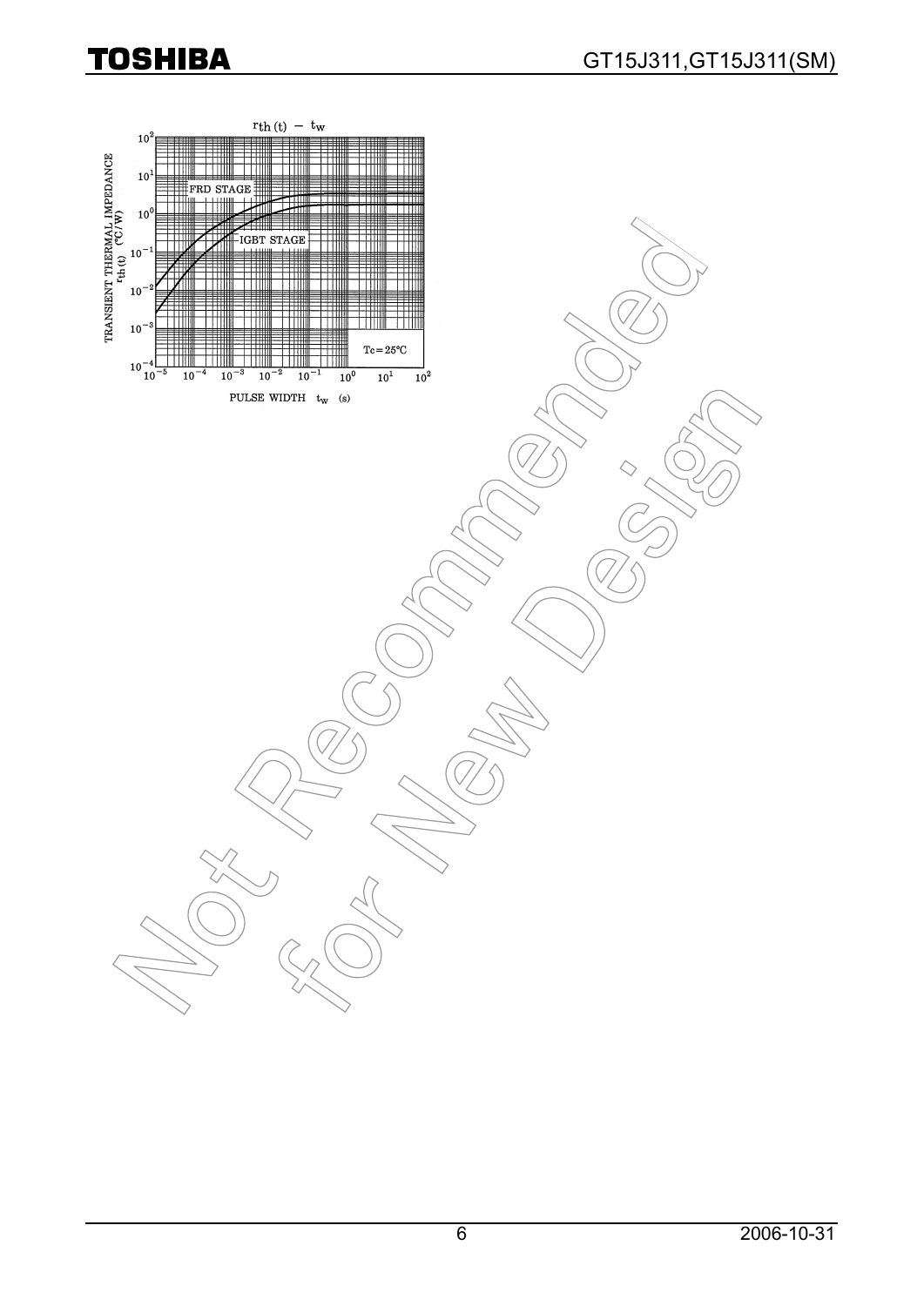$r_{th(t)} - t_w$

TRANSIENT THERMAL IMPEDANCE $r_{th(t)}$ (°C/W)

FRD STAGE

IGBT STAGE

Tc = 25°C

PULSE WIDTH $t_w$ (s)

Not Recommended for New Design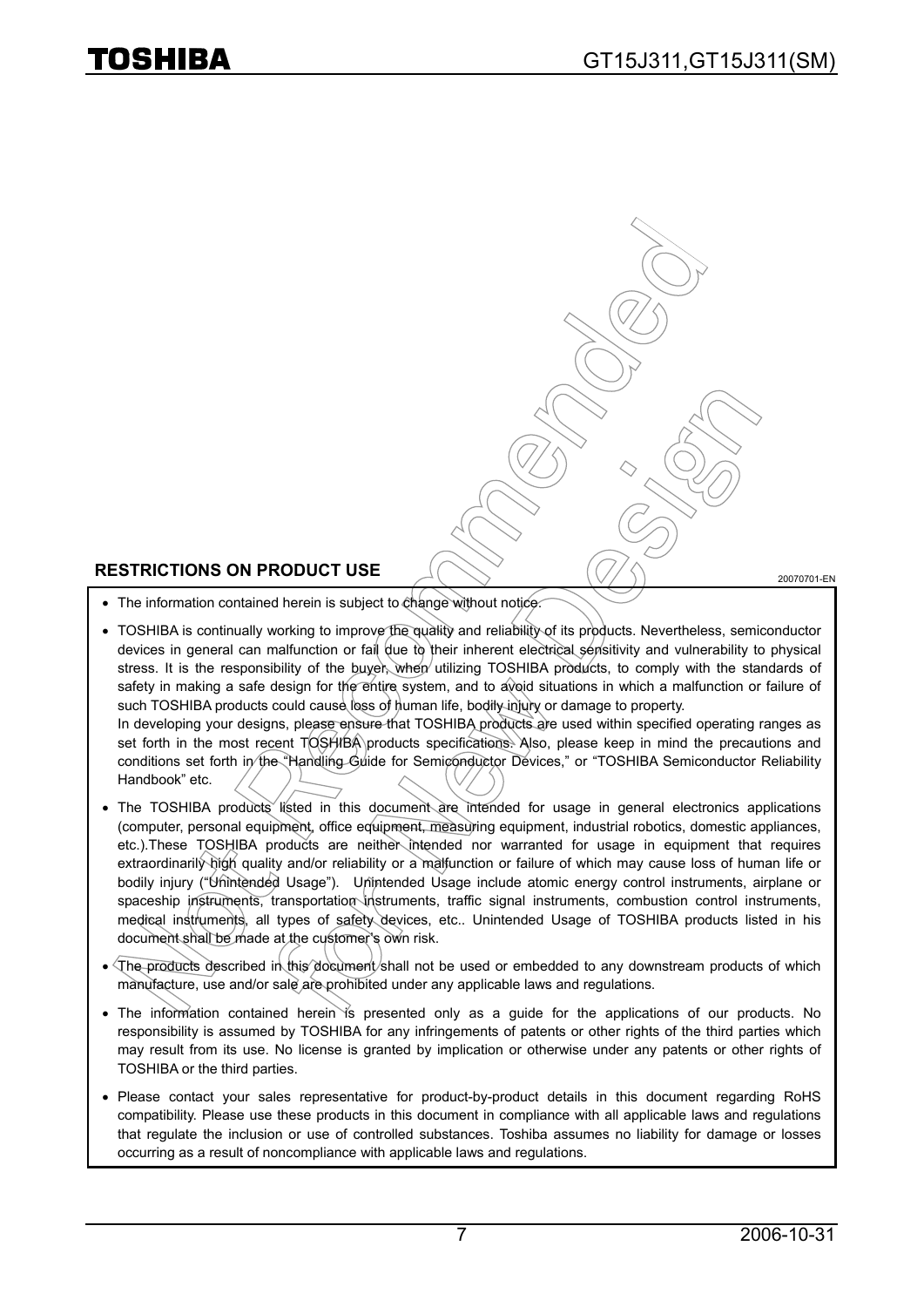## RESTRICTIONS ON PRODUCT USE

20070701-EN

- The information contained herein is subject to change without notice.
- TOSHIBA is continually working to improve the quality and reliability of its products. Nevertheless, semiconductor devices in general can malfunction or fail due to their inherent electrical sensitivity and vulnerability to physical stress. It is the responsibility of the buyer, when utilizing TOSHIBA products, to comply with the standards of safety in making a safe design for the entire system, and to avoid situations in which a malfunction or failure of such TOSHIBA products could cause loss of human life, bodily injury or damage to property.
  In developing your designs, please ensure that TOSHIBA products are used within specified operating ranges as set forth in the most recent TOSHIBA products specifications. Also, please keep in mind the precautions and conditions set forth in the "Handling Guide for Semiconductor Devices," or "TOSHIBA Semiconductor Reliability Handbook" etc.
- The TOSHIBA products listed in this document are intended for usage in general electronics applications (computer, personal equipment, office equipment, measuring equipment, industrial robotics, domestic appliances, etc.).These TOSHIBA products are neither intended nor warranted for usage in equipment that requires extraordinarily high quality and/or reliability or a malfunction or failure of which may cause loss of human life or bodily injury ("Unintended Usage"). Unintended Usage include atomic energy control instruments, airplane or spaceship instruments, transportation instruments, traffic signal instruments, combustion control instruments, medical instruments, all types of safety devices, etc.. Unintended Usage of TOSHIBA products listed in his document shall be made at the customer's own risk.
- The products described in this document shall not be used or embedded to any downstream products of which manufacture, use and/or sale are prohibited under any applicable laws and regulations.
- The information contained herein is presented only as a guide for the applications of our products. No responsibility is assumed by TOSHIBA for any infringements of patents or other rights of the third parties which may result from its use. No license is granted by implication or otherwise under any patents or other rights of TOSHIBA or the third parties.
- Please contact your sales representative for product-by-product details in this document regarding RoHS compatibility. Please use these products in this document in compliance with all applicable laws and regulations that regulate the inclusion or use of controlled substances. Toshiba assumes no liability for damage or losses occurring as a result of noncompliance with applicable laws and regulations.